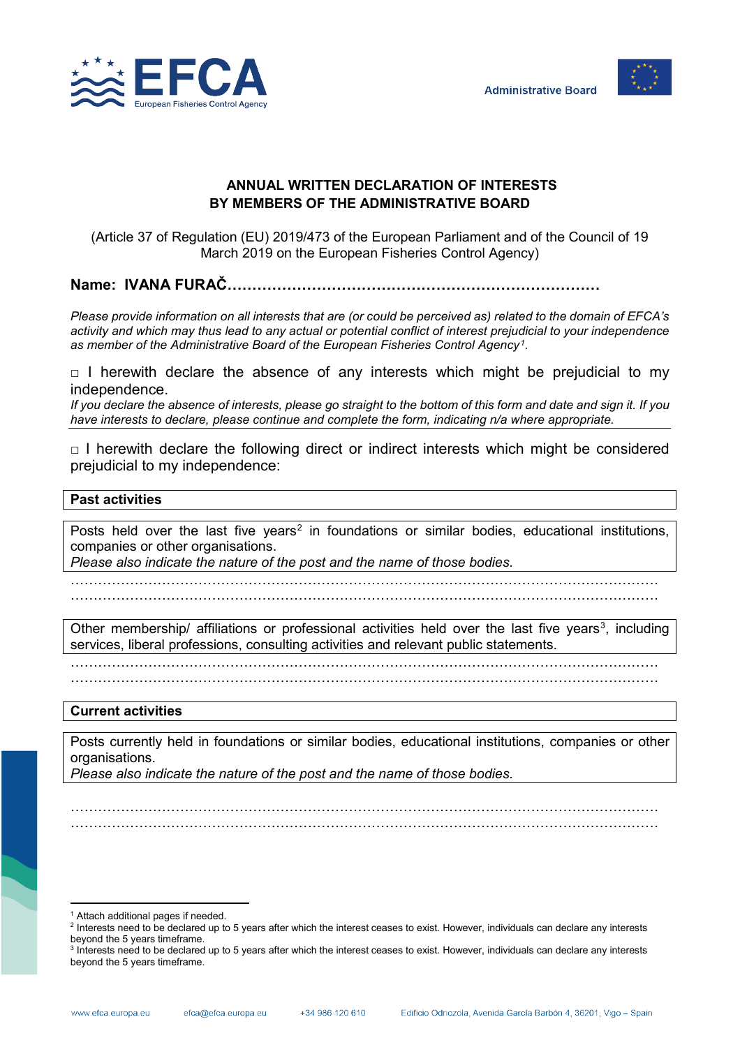Administrative Board

**ANNUAL WRITTEN DECLARATION OF INTERESTS BY MEMBERS OF THE ADMINISTRATIVE BOARD**

(Article 37 of Regulation (EU) 2019/473 of the European Parliament and of the Council of 19 March 2019 on the European Fisheries Control Agency)

**Name: IVANA FURAČ……………………………………………………………………**

*Please provide information on all interests that are (or could be perceived as) related to the domain of EFCA's activity and which may thus lead to any actual or potential conflict of interest prejudicial to your independence as member of the Administrative Board of the European Fisheries Control Agency[1].*

□ I herewith declare the absence of any interests which might be prejudicial to my independence.

*If you declare the absence of interests, please go straight to the bottom of this form and date and sign it. If you have interests to declare, please continue and complete the form, indicating n/a where appropriate.*

---

□ I herewith declare the following direct or indirect interests which might be considered prejudicial to my independence:

**Past activities**

Posts held over the last five years[2] in foundations or similar bodies, educational institutions, companies or other organisations.
*Please also indicate the nature of the post and the name of those bodies.*

…………………………………………………………………………………………………………
…………………………………………………………………………………………………………

Other membership/ affiliations or professional activities held over the last five years[3], including services, liberal professions, consulting activities and relevant public statements.

…………………………………………………………………………………………………………
…………………………………………………………………………………………………………

**Current activities**

Posts currently held in foundations or similar bodies, educational institutions, companies or other organisations.
*Please also indicate the nature of the post and the name of those bodies.*

…………………………………………………………………………………………………………
…………………………………………………………………………………………………………

---

[1] Attach additional pages if needed.

[2] Interests need to be declared up to 5 years after which the interest ceases to exist. However, individuals can declare any interests beyond the 5 years timeframe.

[3] Interests need to be declared up to 5 years after which the interest ceases to exist. However, individuals can declare any interests beyond the 5 years timeframe.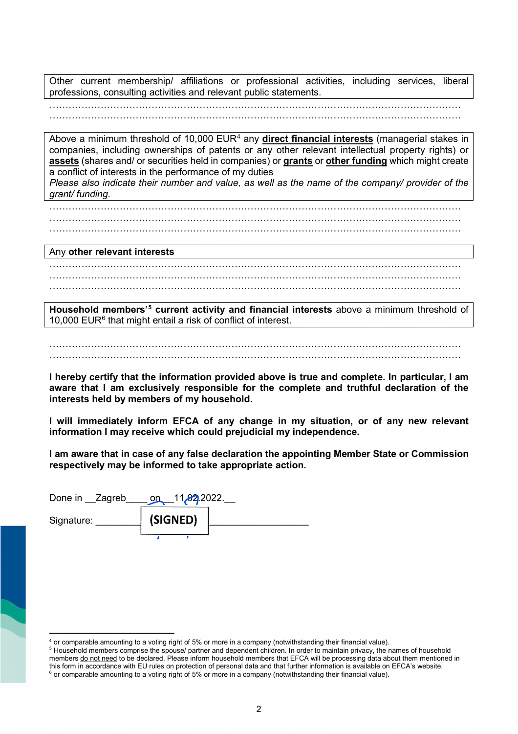Other current membership/ affiliations or professional activities, including services, liberal professions, consulting activities and relevant public statements.

……………………………………………………………………………………………………………
……………………………………………………………………………………………………………

Above a minimum threshold of 10,000 EUR[4] any **direct financial interests** (managerial stakes in companies, including ownerships of patents or any other relevant intellectual property rights) or **assets** (shares and/ or securities held in companies) or **grants** or **other funding** which might create a conflict of interests in the performance of my duties
*Please also indicate their number and value, as well as the name of the company/ provider of the grant/ funding.*

……………………………………………………………………………………………………………
……………………………………………………………………………………………………………
……………………………………………………………………………………………………………

Any **other relevant interests**

……………………………………………………………………………………………………………
……………………………………………………………………………………………………………
……………………………………………………………………………………………………………

**Household members'[5] current activity and financial interests** above a minimum threshold of 10,000 EUR[6] that might entail a risk of conflict of interest.

……………………………………………………………………………………………………………
……………………………………………………………………………………………………………

**I hereby certify that the information provided above is true and complete. In particular, I am aware that I am exclusively responsible for the complete and truthful declaration of the interests held by members of my household.**

**I will immediately inform EFCA of any change in my situation, or of any new relevant information I may receive which could prejudicial my independence.**

**I am aware that in case of any false declaration the appointing Member State or Commission respectively may be informed to take appropriate action.**

Done in __Zagreb____ on __11.02.2022.__

Signature: ________ (SIGNED) ________________

---

[4] or comparable amounting to a voting right of 5% or more in a company (notwithstanding their financial value).

[5] Household members comprise the spouse/ partner and dependent children. In order to maintain privacy, the names of household members do not need to be declared. Please inform household members that EFCA will be processing data about them mentioned in this form in accordance with EU rules on protection of personal data and that further information is available on EFCA's website.

[6] or comparable amounting to a voting right of 5% or more in a company (notwithstanding their financial value).